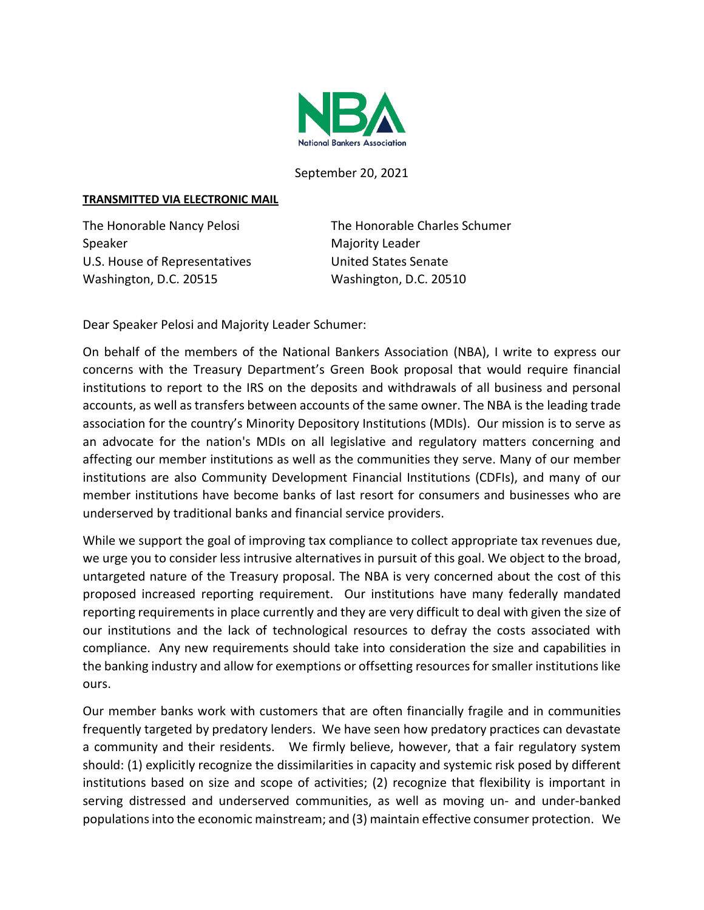National Bankers Association

September 20, 2021

**TRANSMITTED VIA ELECTRONIC MAIL**

The Honorable Nancy Pelosi
Speaker
U.S. House of Representatives
Washington, D.C. 20515

The Honorable Charles Schumer
Majority Leader
United States Senate
Washington, D.C. 20510

Dear Speaker Pelosi and Majority Leader Schumer:

On behalf of the members of the National Bankers Association (NBA), I write to express our concerns with the Treasury Department's Green Book proposal that would require financial institutions to report to the IRS on the deposits and withdrawals of all business and personal accounts, as well as transfers between accounts of the same owner. The NBA is the leading trade association for the country's Minority Depository Institutions (MDIs). Our mission is to serve as an advocate for the nation's MDIs on all legislative and regulatory matters concerning and affecting our member institutions as well as the communities they serve. Many of our member institutions are also Community Development Financial Institutions (CDFIs), and many of our member institutions have become banks of last resort for consumers and businesses who are underserved by traditional banks and financial service providers.

While we support the goal of improving tax compliance to collect appropriate tax revenues due, we urge you to consider less intrusive alternatives in pursuit of this goal. We object to the broad, untargeted nature of the Treasury proposal. The NBA is very concerned about the cost of this proposed increased reporting requirement. Our institutions have many federally mandated reporting requirements in place currently and they are very difficult to deal with given the size of our institutions and the lack of technological resources to defray the costs associated with compliance. Any new requirements should take into consideration the size and capabilities in the banking industry and allow for exemptions or offsetting resources for smaller institutions like ours.

Our member banks work with customers that are often financially fragile and in communities frequently targeted by predatory lenders. We have seen how predatory practices can devastate a community and their residents. We firmly believe, however, that a fair regulatory system should: (1) explicitly recognize the dissimilarities in capacity and systemic risk posed by different institutions based on size and scope of activities; (2) recognize that flexibility is important in serving distressed and underserved communities, as well as moving un- and under-banked populations into the economic mainstream; and (3) maintain effective consumer protection. We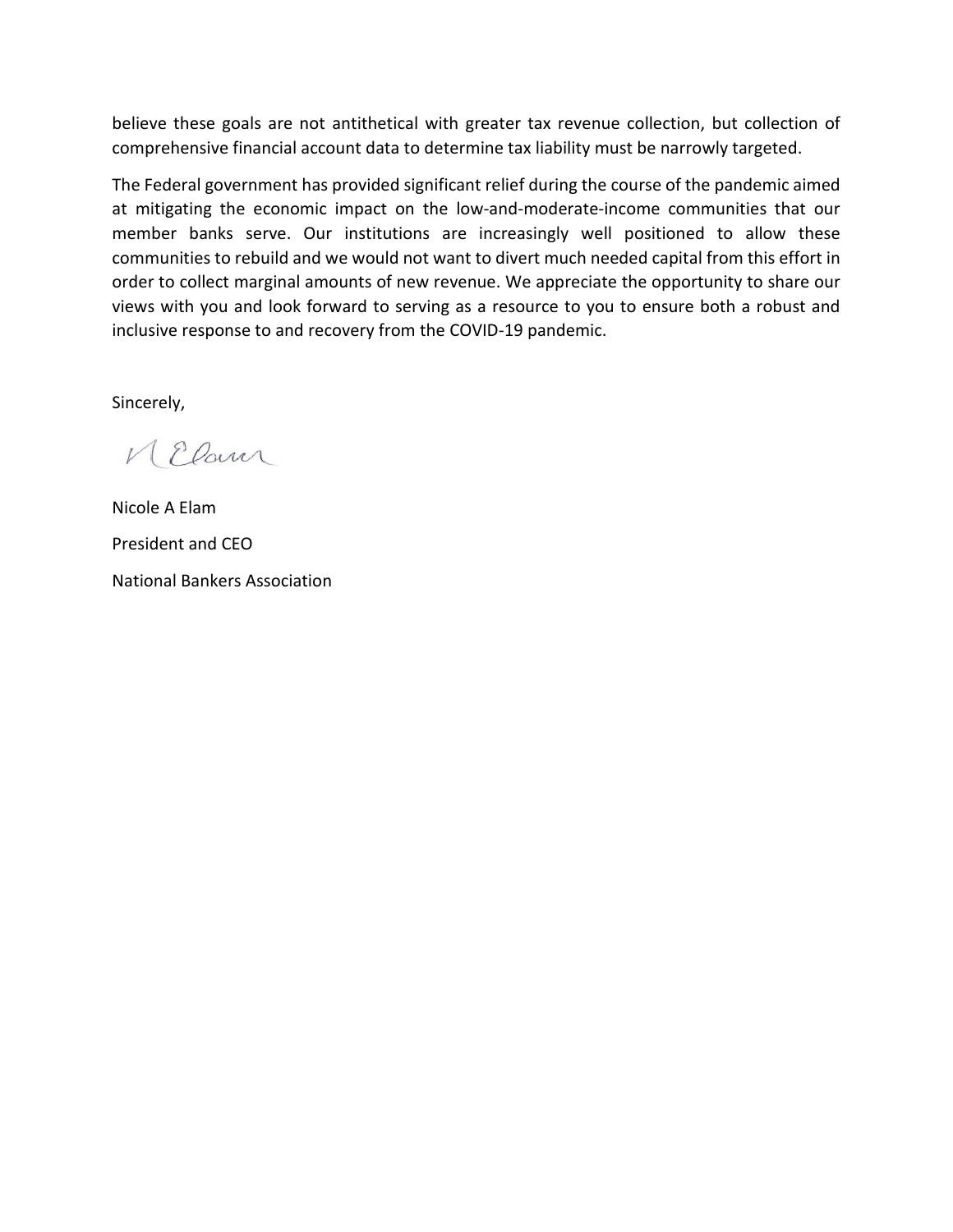believe these goals are not antithetical with greater tax revenue collection, but collection of comprehensive financial account data to determine tax liability must be narrowly targeted.

The Federal government has provided significant relief during the course of the pandemic aimed at mitigating the economic impact on the low-and-moderate-income communities that our member banks serve. Our institutions are increasingly well positioned to allow these communities to rebuild and we would not want to divert much needed capital from this effort in order to collect marginal amounts of new revenue. We appreciate the opportunity to share our views with you and look forward to serving as a resource to you to ensure both a robust and inclusive response to and recovery from the COVID-19 pandemic.

Sincerely,

N Elam

Nicole A Elam

President and CEO

National Bankers Association